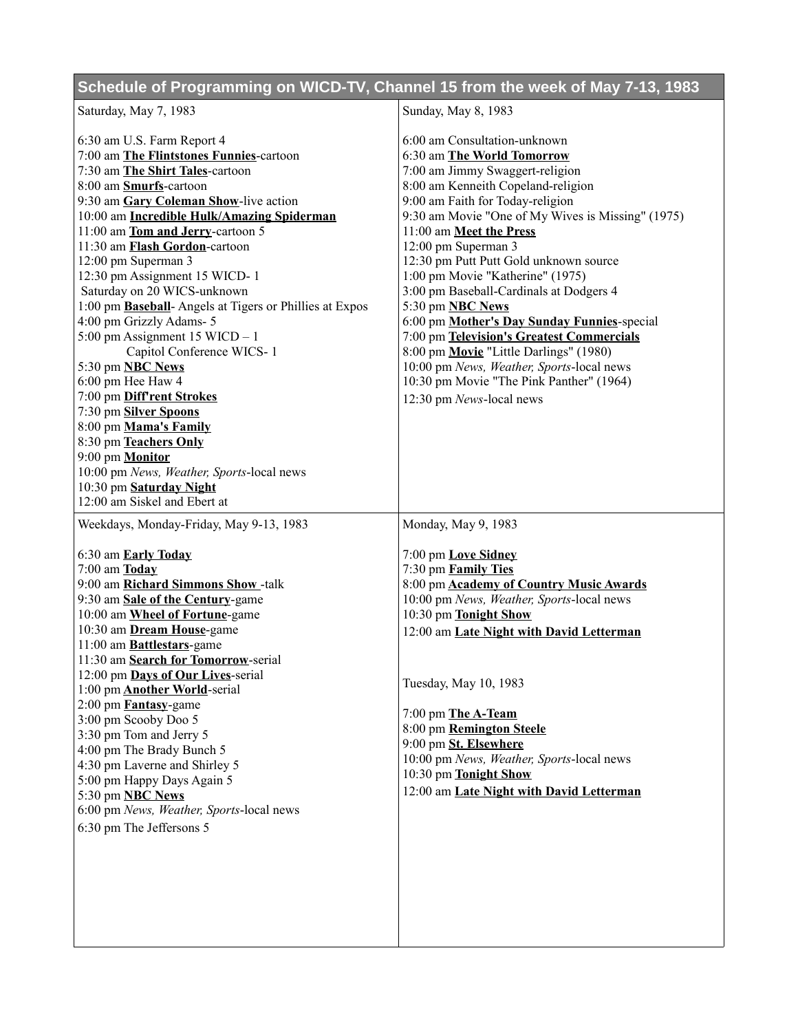## Schedule of Programming on WICD-TV, Channel 15 from the week of May 7-13, 1983

Saturday, May 7, 1983

6:30 am U.S. Farm Report 4
7:00 am **The Flintstones Funnies**-cartoon
7:30 am **The Shirt Tales**-cartoon
8:00 am **Smurfs**-cartoon
9:30 am **Gary Coleman Show**-live action
10:00 am **Incredible Hulk/Amazing Spiderman**
11:00 am **Tom and Jerry**-cartoon 5
11:30 am **Flash Gordon**-cartoon
12:00 pm Superman 3
12:30 pm Assignment 15 WICD- 1
Saturday on 20 WICS-unknown
1:00 pm **Baseball**- Angels at Tigers or Phillies at Expos
4:00 pm Grizzly Adams- 5
5:00 pm Assignment 15 WICD – 1
Capitol Conference WICS- 1
5:30 pm **NBC News**
6:00 pm Hee Haw 4
7:00 pm **Diff'rent Strokes**
7:30 pm **Silver Spoons**
8:00 pm **Mama's Family**
8:30 pm **Teachers Only**
9:00 pm **Monitor**
10:00 pm *News, Weather, Sports*-local news
10:30 pm **Saturday Night**
12:00 am Siskel and Ebert at

Sunday, May 8, 1983

6:00 am Consultation-unknown
6:30 am **The World Tomorrow**
7:00 am Jimmy Swaggert-religion
8:00 am Kenneith Copeland-religion
9:00 am Faith for Today-religion
9:30 am Movie "One of My Wives is Missing" (1975)
11:00 am **Meet the Press**
12:00 pm Superman 3
12:30 pm Putt Putt Gold unknown source
1:00 pm Movie "Katherine" (1975)
3:00 pm Baseball-Cardinals at Dodgers 4
5:30 pm **NBC News**
6:00 pm **Mother's Day Sunday Funnies**-special
7:00 pm **Television's Greatest Commercials**
8:00 pm **Movie** "Little Darlings" (1980)
10:00 pm *News, Weather, Sports*-local news
10:30 pm Movie "The Pink Panther" (1964)
12:30 pm *News*-local news

Weekdays, Monday-Friday, May 9-13, 1983

6:30 am **Early Today**
7:00 am **Today**
9:00 am **Richard Simmons Show** -talk
9:30 am **Sale of the Century**-game
10:00 am **Wheel of Fortune**-game
10:30 am **Dream House**-game
11:00 am **Battlestars**-game
11:30 am **Search for Tomorrow**-serial
12:00 pm **Days of Our Lives**-serial
1:00 pm **Another World**-serial
2:00 pm **Fantasy**-game
3:00 pm Scooby Doo 5
3:30 pm Tom and Jerry 5
4:00 pm The Brady Bunch 5
4:30 pm Laverne and Shirley 5
5:00 pm Happy Days Again 5
5:30 pm **NBC News**
6:00 pm *News, Weather, Sports*-local news
6:30 pm The Jeffersons 5

Monday, May 9, 1983

7:00 pm **Love Sidney**
7:30 pm **Family Ties**
8:00 pm **Academy of Country Music Awards**
10:00 pm *News, Weather, Sports*-local news
10:30 pm **Tonight Show**
12:00 am **Late Night with David Letterman**

Tuesday, May 10, 1983

7:00 pm **The A-Team**
8:00 pm **Remington Steele**
9:00 pm **St. Elsewhere**
10:00 pm *News, Weather, Sports*-local news
10:30 pm **Tonight Show**
12:00 am **Late Night with David Letterman**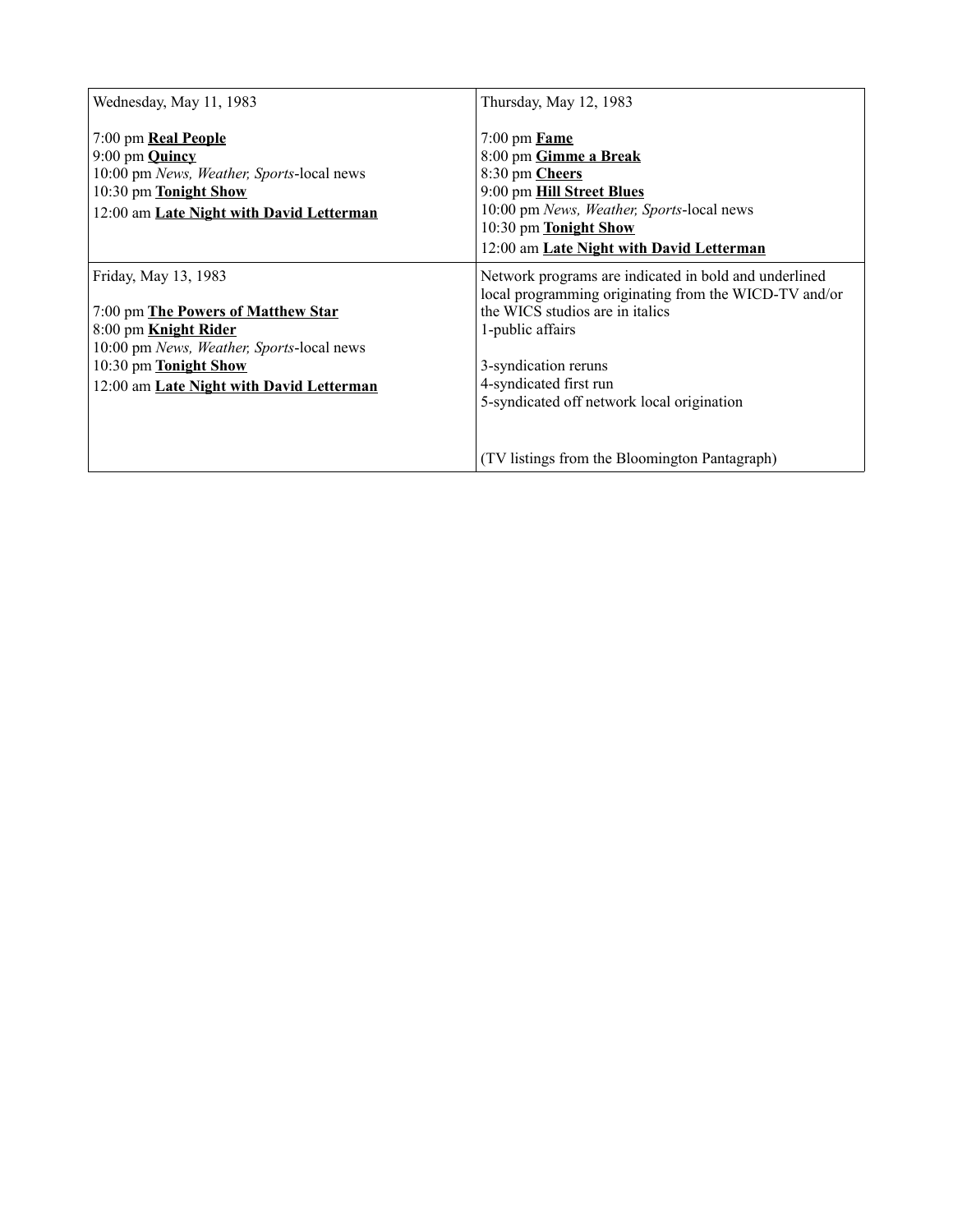| | |
|---|---|
| Wednesday, May 11, 1983<br><br>7:00 pm <u>**Real People**</u><br>9:00 pm <u>**Quincy**</u><br>10:00 pm *News, Weather, Sports*-local news<br>10:30 pm <u>**Tonight Show**</u><br>12:00 am <u>**Late Night with David Letterman**</u> | Thursday, May 12, 1983<br><br>7:00 pm <u>**Fame**</u><br>8:00 pm <u>**Gimme a Break**</u><br>8:30 pm <u>**Cheers**</u><br>9:00 pm <u>**Hill Street Blues**</u><br>10:00 pm *News, Weather, Sports*-local news<br>10:30 pm <u>**Tonight Show**</u><br>12:00 am <u>**Late Night with David Letterman**</u> |
| Friday, May 13, 1983<br><br>7:00 pm <u>**The Powers of Matthew Star**</u><br>8:00 pm <u>**Knight Rider**</u><br>10:00 pm *News, Weather, Sports*-local news<br>10:30 pm <u>**Tonight Show**</u><br>12:00 am <u>**Late Night with David Letterman**</u> | Network programs are indicated in bold and underlined local programming originating from the WICD-TV and/or the WICS studios are in italics<br>1-public affairs<br><br>3-syndication reruns<br>4-syndicated first run<br>5-syndicated off network local origination<br><br><br>(TV listings from the Bloomington Pantagraph) |